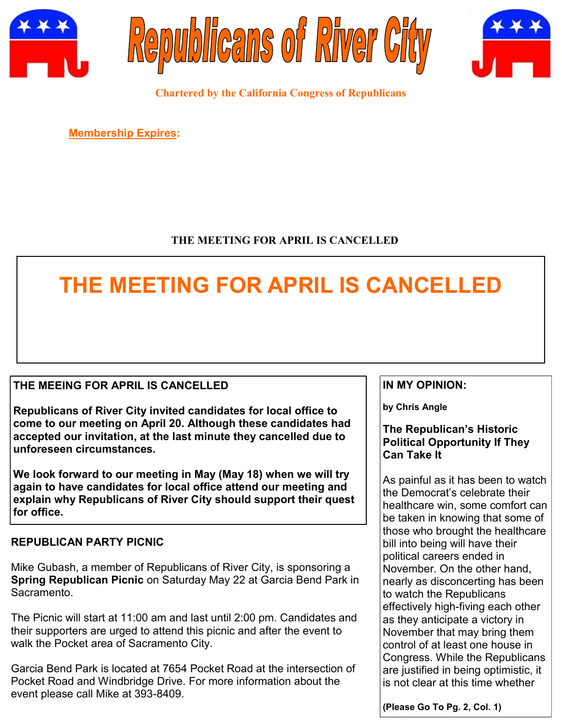# Republicans of River City

**Chartered by the California Congress of Republicans**

**Membership Expires:**

**THE MEETING FOR APRIL IS CANCELLED**

## THE MEETING FOR APRIL IS CANCELLED

**THE MEEING FOR APRIL IS CANCELLED**

**Republicans of River City invited candidates for local office to come to our meeting on April 20. Although these candidates had accepted our invitation, at the last minute they cancelled due to unforeseen circumstances.**

**We look forward to our meeting in May (May 18) when we will try again to have candidates for local office attend our meeting and explain why Republicans of River City should support their quest for office.**

**REPUBLICAN PARTY PICNIC**

Mike Gubash, a member of Republicans of River City, is sponsoring a **Spring Republican Picnic** on Saturday May 22 at Garcia Bend Park in Sacramento.

The Picnic will start at 11:00 am and last until 2:00 pm. Candidates and their supporters are urged to attend this picnic and after the event to walk the Pocket area of Sacramento City.

Garcia Bend Park is located at 7654 Pocket Road at the intersection of Pocket Road and Windbridge Drive. For more information about the event please call Mike at 393-8409.

**IN MY OPINION:**

**by Chris Angle**

**The Republican's Historic Political Opportunity If They Can Take It**

As painful as it has been to watch the Democrat's celebrate their healthcare win, some comfort can be taken in knowing that some of those who brought the healthcare bill into being will have their political careers ended in November. On the other hand, nearly as disconcerting has been to watch the Republicans effectively high-fiving each other as they anticipate a victory in November that may bring them control of at least one house in Congress. While the Republicans are justified in being optimistic, it is not clear at this time whether

**(Please Go To Pg. 2, Col. 1)**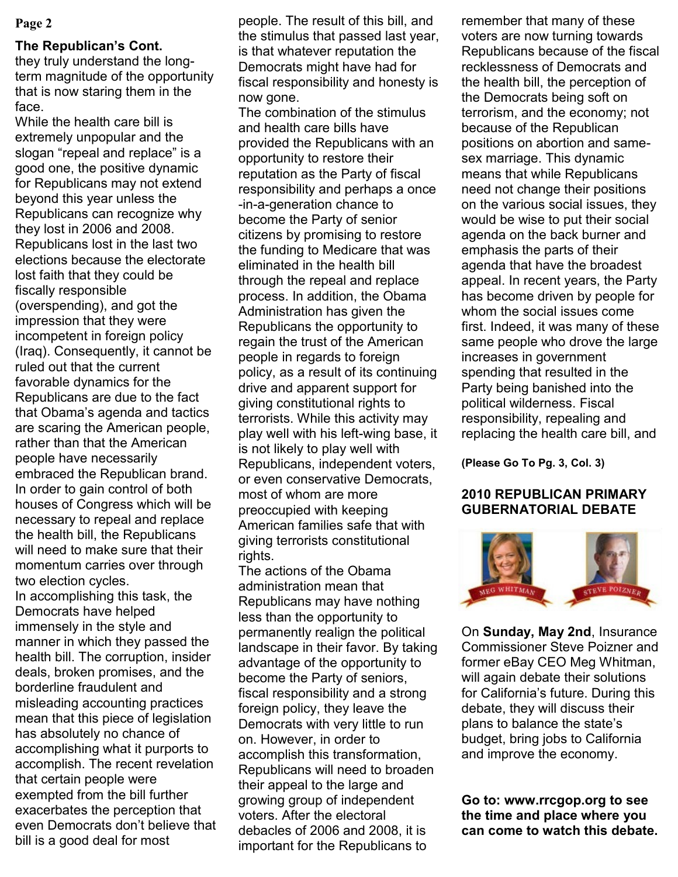## The Republican's Cont.

they truly understand the long-term magnitude of the opportunity that is now staring them in the face.

While the health care bill is extremely unpopular and the slogan "repeal and replace" is a good one, the positive dynamic for Republicans may not extend beyond this year unless the Republicans can recognize why they lost in 2006 and 2008. Republicans lost in the last two elections because the electorate lost faith that they could be fiscally responsible (overspending), and got the impression that they were incompetent in foreign policy (Iraq). Consequently, it cannot be ruled out that the current favorable dynamics for the Republicans are due to the fact that Obama's agenda and tactics are scaring the American people, rather than that the American people have necessarily embraced the Republican brand. In order to gain control of both houses of Congress which will be necessary to repeal and replace the health bill, the Republicans will need to make sure that their momentum carries over through two election cycles.

In accomplishing this task, the Democrats have helped immensely in the style and manner in which they passed the health bill. The corruption, insider deals, broken promises, and the borderline fraudulent and misleading accounting practices mean that this piece of legislation has absolutely no chance of accomplishing what it purports to accomplish. The recent revelation that certain people were exempted from the bill further exacerbates the perception that even Democrats don't believe that bill is a good deal for most people. The result of this bill, and the stimulus that passed last year, is that whatever reputation the Democrats might have had for fiscal responsibility and honesty is now gone.

The combination of the stimulus and health care bills have provided the Republicans with an opportunity to restore their reputation as the Party of fiscal responsibility and perhaps a once-in-a-generation chance to become the Party of senior citizens by promising to restore the funding to Medicare that was eliminated in the health bill through the repeal and replace process. In addition, the Obama Administration has given the Republicans the opportunity to regain the trust of the American people in regards to foreign policy, as a result of its continuing drive and apparent support for giving constitutional rights to terrorists. While this activity may play well with his left-wing base, it is not likely to play well with Republicans, independent voters, or even conservative Democrats, most of whom are more preoccupied with keeping American families safe that with giving terrorists constitutional rights.

The actions of the Obama administration mean that Republicans may have nothing less than the opportunity to permanently realign the political landscape in their favor. By taking advantage of the opportunity to become the Party of seniors, fiscal responsibility and a strong foreign policy, they leave the Democrats with very little to run on. However, in order to accomplish this transformation, Republicans will need to broaden their appeal to the large and growing group of independent voters. After the electoral debacles of 2006 and 2008, it is important for the Republicans to remember that many of these voters are now turning towards Republicans because of the fiscal recklessness of Democrats and the health bill, the perception of the Democrats being soft on terrorism, and the economy; not because of the Republican positions on abortion and same-sex marriage. This dynamic means that while Republicans need not change their positions on the various social issues, they would be wise to put their social agenda on the back burner and emphasis the parts of their agenda that have the broadest appeal. In recent years, the Party has become driven by people for whom the social issues come first. Indeed, it was many of these same people who drove the large increases in government spending that resulted in the Party being banished into the political wilderness. Fiscal responsibility, repealing and replacing the health care bill, and

**(Please Go To Pg. 3, Col. 3)**

## 2010 REPUBLICAN PRIMARY GUBERNATORIAL DEBATE

MEG WHITMAN    STEVE POIZNER

On **Sunday, May 2nd**, Insurance Commissioner Steve Poizner and former eBay CEO Meg Whitman, will again debate their solutions for California's future. During this debate, they will discuss their plans to balance the state's budget, bring jobs to California and improve the economy.

**Go to: www.rrcgop.org to see the time and place where you can come to watch this debate.**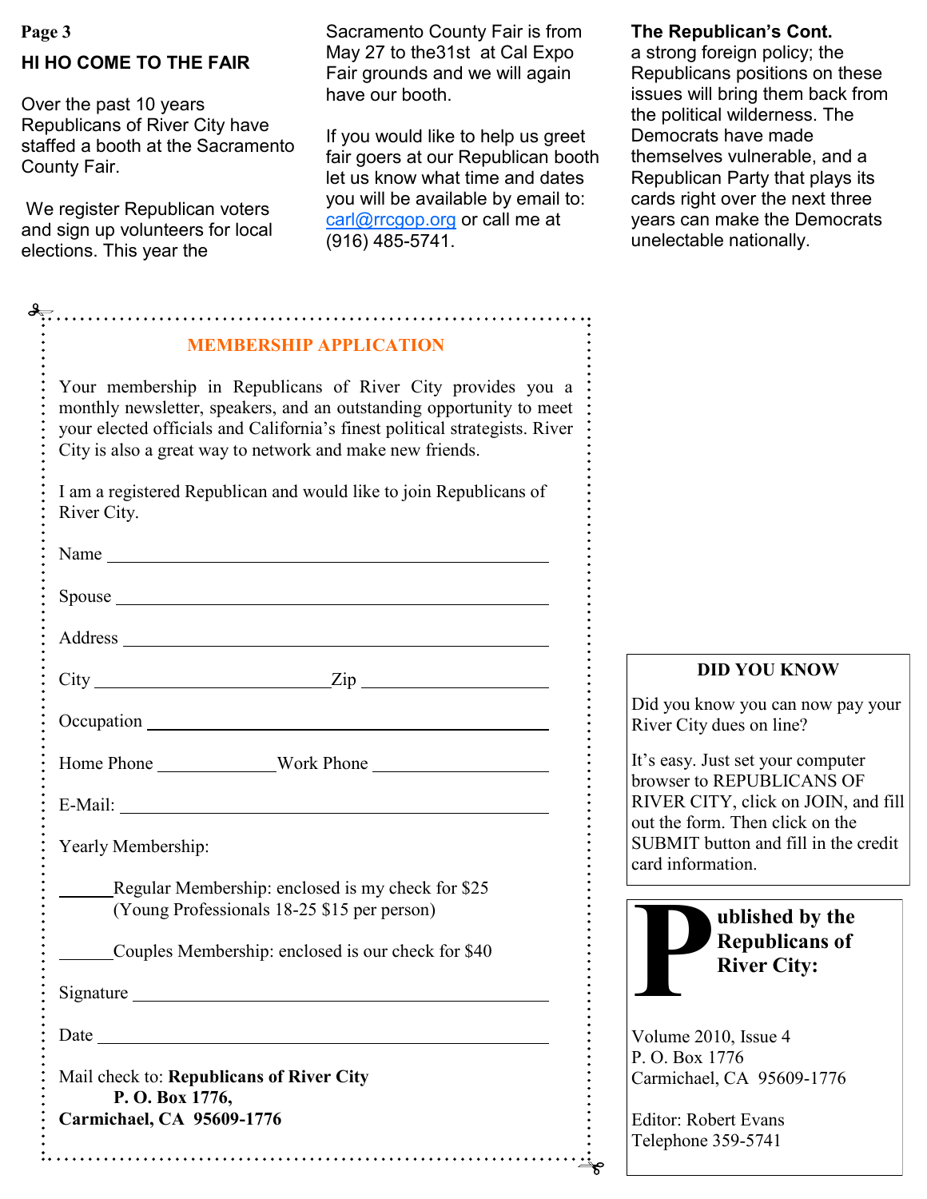## HI HO COME TO THE FAIR

Over the past 10 years Republicans of River City have staffed a booth at the Sacramento County Fair.

We register Republican voters and sign up volunteers for local elections. This year the Sacramento County Fair is from May 27 to the31st at Cal Expo Fair grounds and we will again have our booth.

If you would like to help us greet fair goers at our Republican booth let us know what time and dates you will be available by email to: carl@rrcgop.org or call me at (916) 485-5741.

**The Republican's Cont.**

a strong foreign policy; the Republicans positions on these issues will bring them back from the political wilderness. The Democrats have made themselves vulnerable, and a Republican Party that plays its cards right over the next three years can make the Democrats unelectable nationally.

### MEMBERSHIP APPLICATION

Your membership in Republicans of River City provides you a monthly newsletter, speakers, and an outstanding opportunity to meet your elected officials and California's finest political strategists. River City is also a great way to network and make new friends.

I am a registered Republican and would like to join Republicans of River City.

Name ______________________________

Spouse ______________________________

Address ______________________________

City ____________________ Zip ______________

Occupation ______________________________

Home Phone ____________ Work Phone ______________

E-Mail: ______________________________

Yearly Membership:

______Regular Membership: enclosed is my check for $25
(Young Professionals 18-25 $15 per person)

______Couples Membership: enclosed is our check for $40

Signature ______________________________

Date ______________________________

Mail check to: **Republicans of River City**
**P. O. Box 1776,**
**Carmichael, CA 95609-1776**

**DID YOU KNOW**

Did you know you can now pay your River City dues on line?

It's easy. Just set your computer browser to REPUBLICANS OF RIVER CITY, click on JOIN, and fill out the form. Then click on the SUBMIT button and fill in the credit card information.

**Published by the Republicans of River City:**

Volume 2010, Issue 4
P. O. Box 1776
Carmichael, CA 95609-1776

Editor: Robert Evans
Telephone 359-5741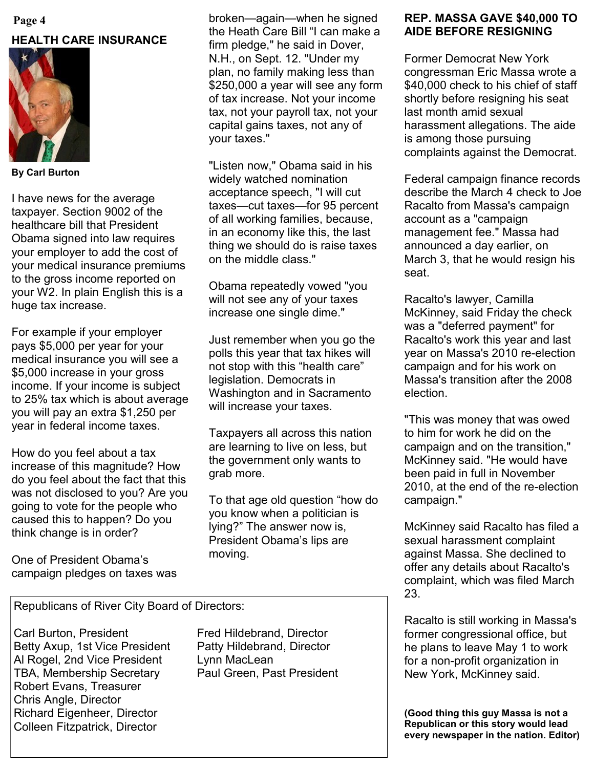## HEALTH CARE INSURANCE

**By Carl Burton**

I have news for the average taxpayer. Section 9002 of the healthcare bill that President Obama signed into law requires your employer to add the cost of your medical insurance premiums to the gross income reported on your W2. In plain English this is a huge tax increase.

For example if your employer pays $5,000 per year for your medical insurance you will see a $5,000 increase in your gross income. If your income is subject to 25% tax which is about average you will pay an extra $1,250 per year in federal income taxes.

How do you feel about a tax increase of this magnitude? How do you feel about the fact that this was not disclosed to you? Are you going to vote for the people who caused this to happen? Do you think change is in order?

One of President Obama's campaign pledges on taxes was broken—again—when he signed the Heath Care Bill "I can make a firm pledge," he said in Dover, N.H., on Sept. 12. "Under my plan, no family making less than $250,000 a year will see any form of tax increase. Not your income tax, not your payroll tax, not your capital gains taxes, not any of your taxes."

"Listen now," Obama said in his widely watched nomination acceptance speech, "I will cut taxes—cut taxes—for 95 percent of all working families, because, in an economy like this, the last thing we should do is raise taxes on the middle class."

Obama repeatedly vowed "you will not see any of your taxes increase one single dime."

Just remember when you go the polls this year that tax hikes will not stop with this "health care" legislation. Democrats in Washington and in Sacramento will increase your taxes.

Taxpayers all across this nation are learning to live on less, but the government only wants to grab more.

To that age old question "how do you know when a politician is lying?" The answer now is, President Obama's lips are moving.

Republicans of River City Board of Directors:

Carl Burton, President
Betty Axup, 1st Vice President
Al Rogel, 2nd Vice President
TBA, Membership Secretary
Robert Evans, Treasurer
Chris Angle, Director
Richard Eigenheer, Director
Colleen Fitzpatrick, Director
Fred Hildebrand, Director
Patty Hildebrand, Director
Lynn MacLean
Paul Green, Past President

## REP. MASSA GAVE $40,000 TO AIDE BEFORE RESIGNING

Former Democrat New York congressman Eric Massa wrote a $40,000 check to his chief of staff shortly before resigning his seat last month amid sexual harassment allegations. The aide is among those pursuing complaints against the Democrat.

Federal campaign finance records describe the March 4 check to Joe Racalto from Massa's campaign account as a "campaign management fee." Massa had announced a day earlier, on March 3, that he would resign his seat.

Racalto's lawyer, Camilla McKinney, said Friday the check was a "deferred payment" for Racalto's work this year and last year on Massa's 2010 re-election campaign and for his work on Massa's transition after the 2008 election.

"This was money that was owed to him for work he did on the campaign and on the transition," McKinney said. "He would have been paid in full in November 2010, at the end of the re-election campaign."

McKinney said Racalto has filed a sexual harassment complaint against Massa. She declined to offer any details about Racalto's complaint, which was filed March 23.

Racalto is still working in Massa's former congressional office, but he plans to leave May 1 to work for a non-profit organization in New York, McKinney said.

**(Good thing this guy Massa is not a Republican or this story would lead every newspaper in the nation. Editor)**